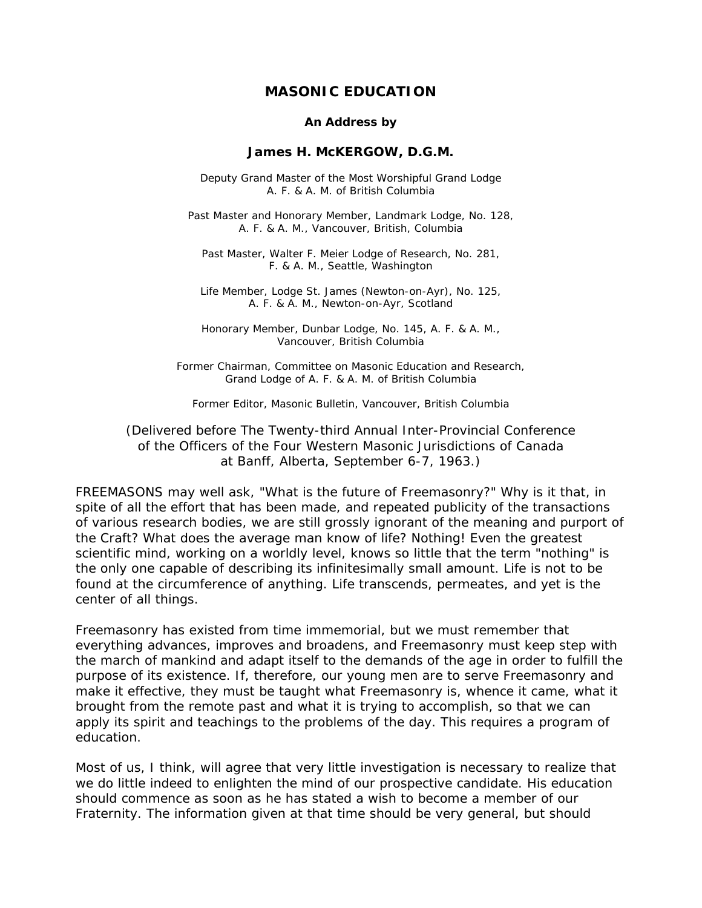# MASONIC EDUCATION

**An Address by**

## James H. McKERGOW, D.G.M.

Deputy Grand Master of the Most Worshipful Grand Lodge
A. F. & A. M. of British Columbia

Past Master and Honorary Member, Landmark Lodge, No. 128,
A. F. & A. M., Vancouver, British, Columbia

Past Master, Walter F. Meier Lodge of Research, No. 281,
F. & A. M., Seattle, Washington

Life Member, Lodge St. James (Newton-on-Ayr), No. 125,
A. F. & A. M., Newton-on-Ayr, Scotland

Honorary Member, Dunbar Lodge, No. 145, A. F. & A. M.,
Vancouver, British Columbia

Former Chairman, Committee on Masonic Education and Research,
Grand Lodge of A. F. & A. M. of British Columbia

Former Editor, Masonic Bulletin, Vancouver, British Columbia

(Delivered before The Twenty-third Annual Inter-Provincial Conference
of the Officers of the Four Western Masonic Jurisdictions of Canada
at Banff, Alberta, September 6-7, 1963.)

FREEMASONS may well ask, "What is the future of Freemasonry?" Why is it that, in spite of all the effort that has been made, and repeated publicity of the transactions of various research bodies, we are still grossly ignorant of the meaning and purport of the Craft? What does the average man know of life? Nothing! Even the greatest scientific mind, working on a worldly level, knows so little that the term "nothing" is the only one capable of describing its infinitesimally small amount. Life is not to be found at the circumference of anything. Life transcends, permeates, and yet is the center of all things.

Freemasonry has existed from time immemorial, but we must remember that everything advances, improves and broadens, and Freemasonry must keep step with the march of mankind and adapt itself to the demands of the age in order to fulfill the purpose of its existence. If, therefore, our young men are to serve Freemasonry and make it effective, they must be taught what Freemasonry is, whence it came, what it brought from the remote past and what it is trying to accomplish, so that we can apply its spirit and teachings to the problems of the day. This requires a program of education.

Most of us, I think, will agree that very little investigation is necessary to realize that we do little indeed to enlighten the mind of our prospective candidate. His education should commence as soon as he has stated a wish to become a member of our Fraternity. The information given at that time should be very general, but should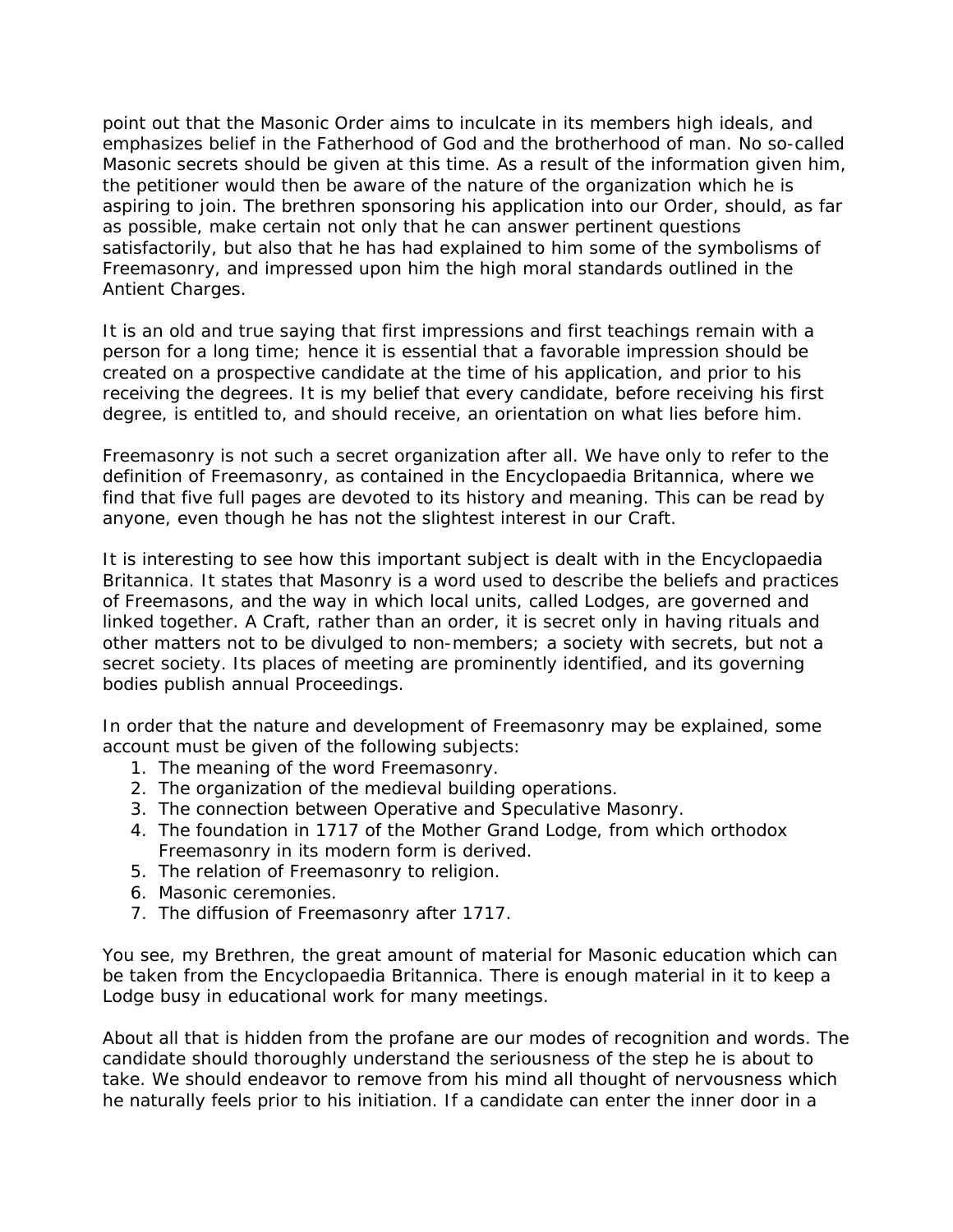point out that the Masonic Order aims to inculcate in its members high ideals, and emphasizes belief in the Fatherhood of God and the brotherhood of man. No so-called Masonic secrets should be given at this time. As a result of the information given him, the petitioner would then be aware of the nature of the organization which he is aspiring to join. The brethren sponsoring his application into our Order, should, as far as possible, make certain not only that he can answer pertinent questions satisfactorily, but also that he has had explained to him some of the symbolisms of Freemasonry, and impressed upon him the high moral standards outlined in the Antient Charges.

It is an old and true saying that first impressions and first teachings remain with a person for a long time; hence it is essential that a favorable impression should be created on a prospective candidate at the time of his application, and prior to his receiving the degrees. It is my belief that every candidate, before receiving his first degree, is entitled to, and should receive, an orientation on what lies before him.

Freemasonry is not such a secret organization after all. We have only to refer to the definition of Freemasonry, as contained in the Encyclopaedia Britannica, where we find that five full pages are devoted to its history and meaning. This can be read by anyone, even though he has not the slightest interest in our Craft.

It is interesting to see how this important subject is dealt with in the Encyclopaedia Britannica. It states that Masonry is a word used to describe the beliefs and practices of Freemasons, and the way in which local units, called Lodges, are governed and linked together. A Craft, rather than an order, it is secret only in having rituals and other matters not to be divulged to non-members; a society with secrets, but not a secret society. Its places of meeting are prominently identified, and its governing bodies publish annual Proceedings.

In order that the nature and development of Freemasonry may be explained, some account must be given of the following subjects:

1. The meaning of the word Freemasonry.
2. The organization of the medieval building operations.
3. The connection between Operative and Speculative Masonry.
4. The foundation in 1717 of the Mother Grand Lodge, from which orthodox Freemasonry in its modern form is derived.
5. The relation of Freemasonry to religion.
6. Masonic ceremonies.
7. The diffusion of Freemasonry after 1717.

You see, my Brethren, the great amount of material for Masonic education which can be taken from the Encyclopaedia Britannica. There is enough material in it to keep a Lodge busy in educational work for many meetings.

About all that is hidden from the profane are our modes of recognition and words. The candidate should thoroughly understand the seriousness of the step he is about to take. We should endeavor to remove from his mind all thought of nervousness which he naturally feels prior to his initiation. If a candidate can enter the inner door in a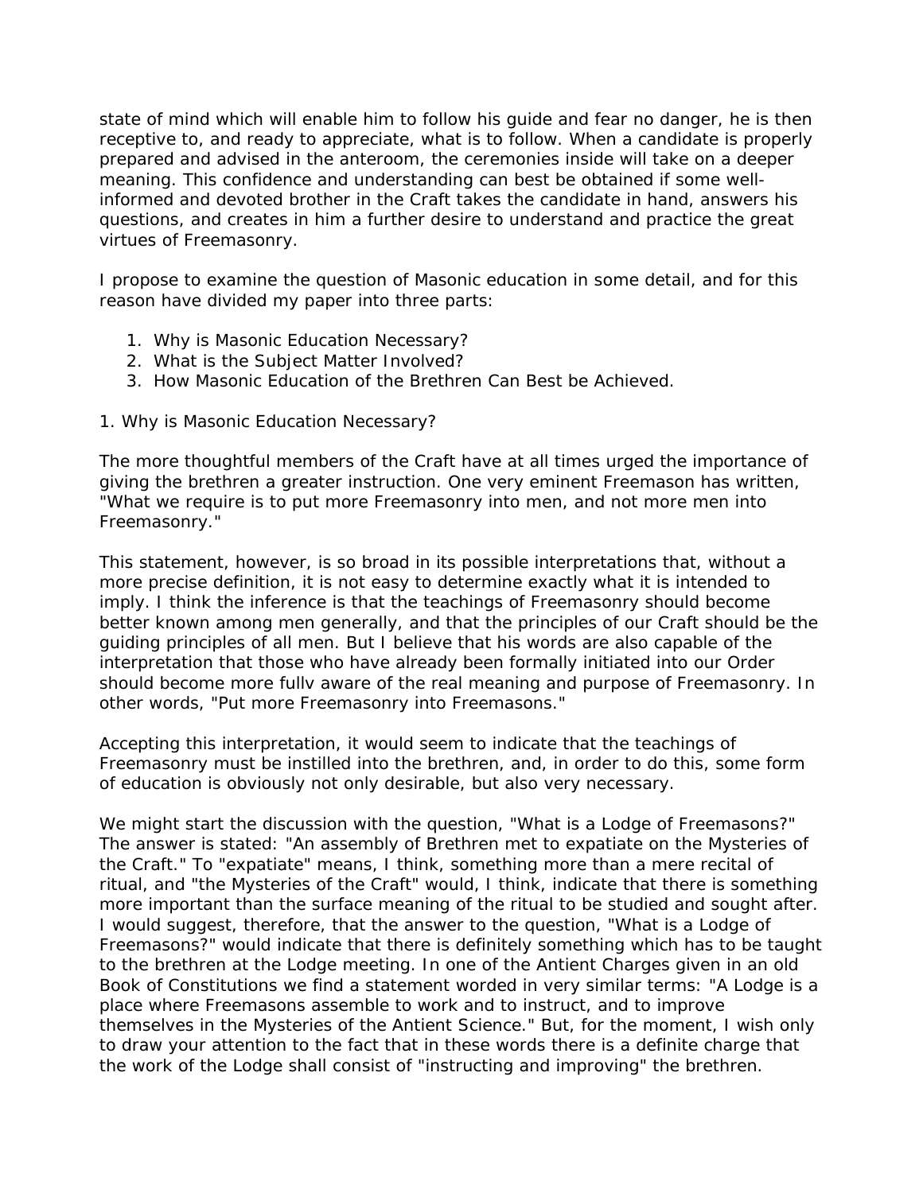state of mind which will enable him to follow his guide and fear no danger, he is then receptive to, and ready to appreciate, what is to follow. When a candidate is properly prepared and advised in the anteroom, the ceremonies inside will take on a deeper meaning. This confidence and understanding can best be obtained if some well-informed and devoted brother in the Craft takes the candidate in hand, answers his questions, and creates in him a further desire to understand and practice the great virtues of Freemasonry.

I propose to examine the question of Masonic education in some detail, and for this reason have divided my paper into three parts:

1. Why is Masonic Education Necessary?
2. What is the Subject Matter Involved?
3. How Masonic Education of the Brethren Can Best be Achieved.

1. Why is Masonic Education Necessary?

The more thoughtful members of the Craft have at all times urged the importance of giving the brethren a greater instruction. One very eminent Freemason has written, "What we require is to put more Freemasonry into men, and not more men into Freemasonry."

This statement, however, is so broad in its possible interpretations that, without a more precise definition, it is not easy to determine exactly what it is intended to imply. I think the inference is that the teachings of Freemasonry should become better known among men generally, and that the principles of our Craft should be the guiding principles of all men. But I believe that his words are also capable of the interpretation that those who have already been formally initiated into our Order should become more fullv aware of the real meaning and purpose of Freemasonry. In other words, "Put more Freemasonry into Freemasons."

Accepting this interpretation, it would seem to indicate that the teachings of Freemasonry must be instilled into the brethren, and, in order to do this, some form of education is obviously not only desirable, but also very necessary.

We might start the discussion with the question, "What is a Lodge of Freemasons?" The answer is stated: "An assembly of Brethren met to expatiate on the Mysteries of the Craft." To "expatiate" means, I think, something more than a mere recital of ritual, and "the Mysteries of the Craft" would, I think, indicate that there is something more important than the surface meaning of the ritual to be studied and sought after. I would suggest, therefore, that the answer to the question, "What is a Lodge of Freemasons?" would indicate that there is definitely something which has to be taught to the brethren at the Lodge meeting. In one of the Antient Charges given in an old Book of Constitutions we find a statement worded in very similar terms: "A Lodge is a place where Freemasons assemble to work and to instruct, and to improve themselves in the Mysteries of the Antient Science." But, for the moment, I wish only to draw your attention to the fact that in these words there is a definite charge that the work of the Lodge shall consist of "instructing and improving" the brethren.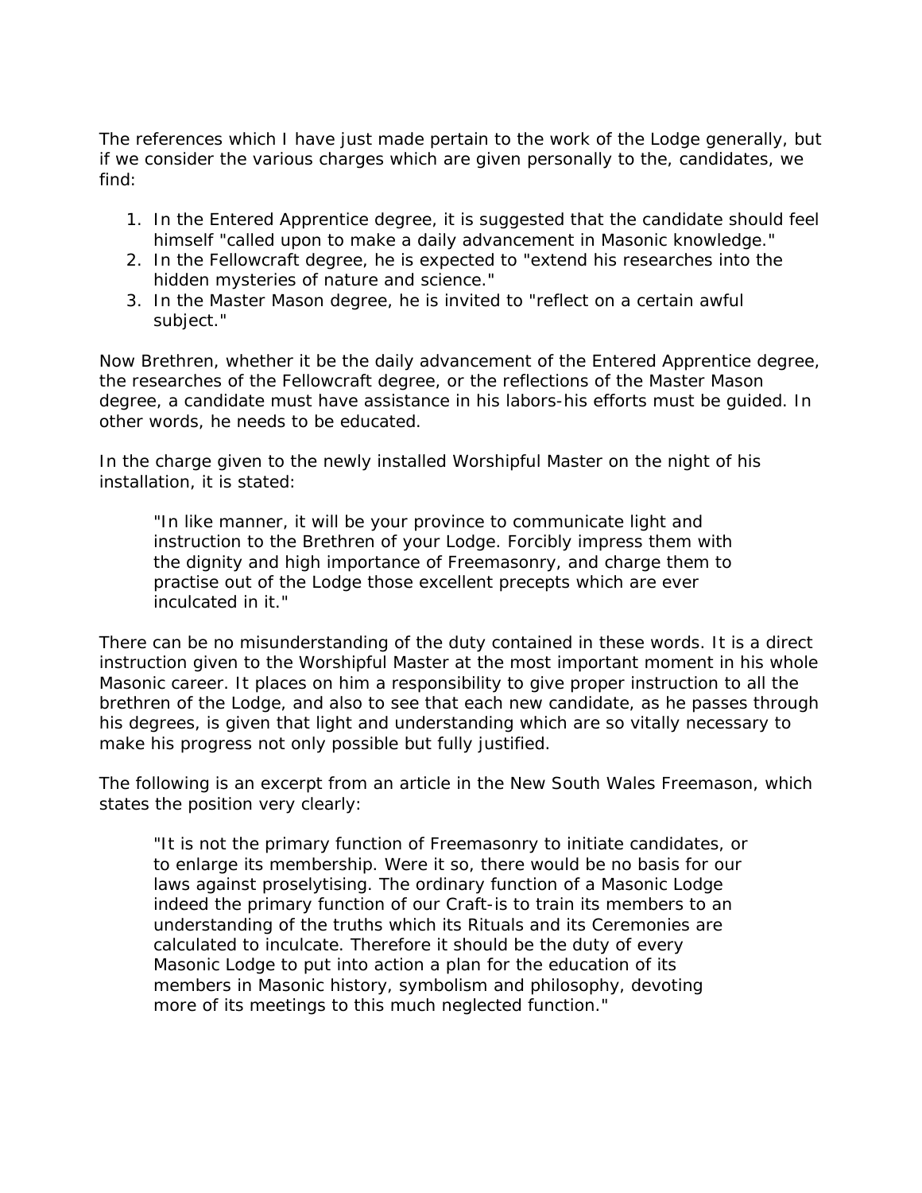The references which I have just made pertain to the work of the Lodge generally, but if we consider the various charges which are given personally to the, candidates, we find:

1. In the Entered Apprentice degree, it is suggested that the candidate should feel himself "called upon to make a daily advancement in Masonic knowledge."
2. In the Fellowcraft degree, he is expected to "extend his researches into the hidden mysteries of nature and science."
3. In the Master Mason degree, he is invited to "reflect on a certain awful subject."

Now Brethren, whether it be the daily advancement of the Entered Apprentice degree, the researches of the Fellowcraft degree, or the reflections of the Master Mason degree, a candidate must have assistance in his labors-his efforts must be guided. In other words, he needs to be educated.

In the charge given to the newly installed Worshipful Master on the night of his installation, it is stated:

> "In like manner, it will be your province to communicate light and instruction to the Brethren of your Lodge. Forcibly impress them with the dignity and high importance of Freemasonry, and charge them to practise out of the Lodge those excellent precepts which are ever inculcated in it."

There can be no misunderstanding of the duty contained in these words. It is a direct instruction given to the Worshipful Master at the most important moment in his whole Masonic career. It places on him a responsibility to give proper instruction to all the brethren of the Lodge, and also to see that each new candidate, as he passes through his degrees, is given that light and understanding which are so vitally necessary to make his progress not only possible but fully justified.

The following is an excerpt from an article in the New South Wales Freemason, which states the position very clearly:

> "It is not the primary function of Freemasonry to initiate candidates, or to enlarge its membership. Were it so, there would be no basis for our laws against proselytising. The ordinary function of a Masonic Lodge indeed the primary function of our Craft-is to train its members to an understanding of the truths which its Rituals and its Ceremonies are calculated to inculcate. Therefore it should be the duty of every Masonic Lodge to put into action a plan for the education of its members in Masonic history, symbolism and philosophy, devoting more of its meetings to this much neglected function."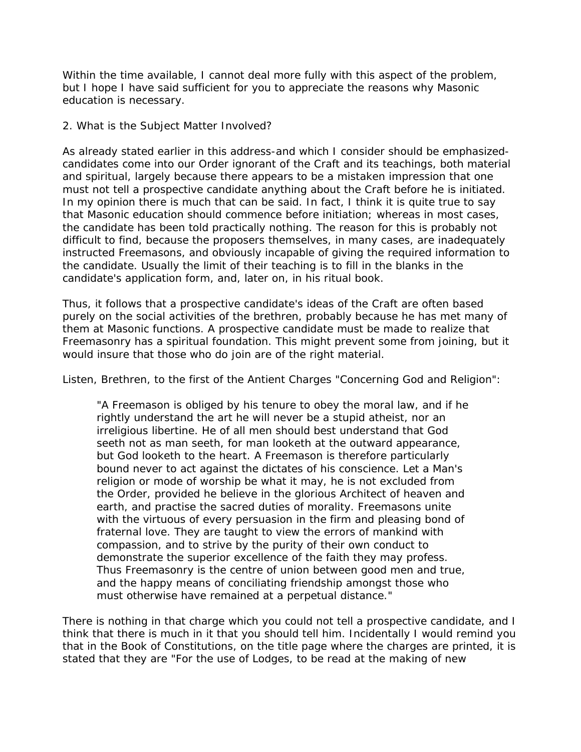Within the time available, I cannot deal more fully with this aspect of the problem, but I hope I have said sufficient for you to appreciate the reasons why Masonic education is necessary.

## 2. What is the Subject Matter Involved?

As already stated earlier in this address-and which I consider should be emphasized-candidates come into our Order ignorant of the Craft and its teachings, both material and spiritual, largely because there appears to be a mistaken impression that one must not tell a prospective candidate anything about the Craft before he is initiated. In my opinion there is much that can be said. In fact, I think it is quite true to say that Masonic education should commence before initiation; whereas in most cases, the candidate has been told practically nothing. The reason for this is probably not difficult to find, because the proposers themselves, in many cases, are inadequately instructed Freemasons, and obviously incapable of giving the required information to the candidate. Usually the limit of their teaching is to fill in the blanks in the candidate's application form, and, later on, in his ritual book.

Thus, it follows that a prospective candidate's ideas of the Craft are often based purely on the social activities of the brethren, probably because he has met many of them at Masonic functions. A prospective candidate must be made to realize that Freemasonry has a spiritual foundation. This might prevent some from joining, but it would insure that those who do join are of the right material.

Listen, Brethren, to the first of the Antient Charges "Concerning God and Religion":

> "A Freemason is obliged by his tenure to obey the moral law, and if he rightly understand the art he will never be a stupid atheist, nor an irreligious libertine. He of all men should best understand that God seeth not as man seeth, for man looketh at the outward appearance, but God looketh to the heart. A Freemason is therefore particularly bound never to act against the dictates of his conscience. Let a Man's religion or mode of worship be what it may, he is not excluded from the Order, provided he believe in the glorious Architect of heaven and earth, and practise the sacred duties of morality. Freemasons unite with the virtuous of every persuasion in the firm and pleasing bond of fraternal love. They are taught to view the errors of mankind with compassion, and to strive by the purity of their own conduct to demonstrate the superior excellence of the faith they may profess. Thus Freemasonry is the centre of union between good men and true, and the happy means of conciliating friendship amongst those who must otherwise have remained at a perpetual distance."

There is nothing in that charge which you could not tell a prospective candidate, and I think that there is much in it that you should tell him. Incidentally I would remind you that in the Book of Constitutions, on the title page where the charges are printed, it is stated that they are "For the use of Lodges, to be read at the making of new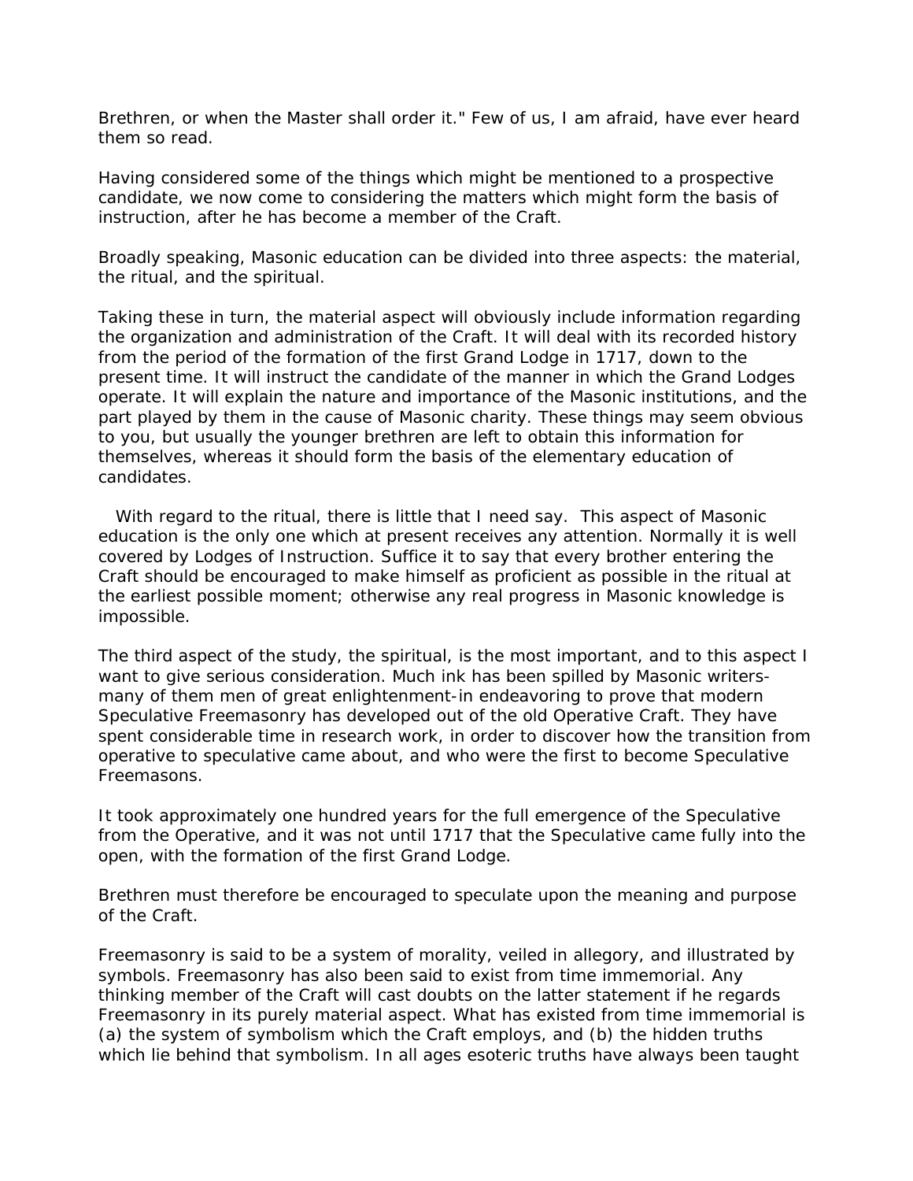Brethren, or when the Master shall order it." Few of us, I am afraid, have ever heard them so read.

Having considered some of the things which might be mentioned to a prospective candidate, we now come to considering the matters which might form the basis of instruction, after he has become a member of the Craft.

Broadly speaking, Masonic education can be divided into three aspects: the material, the ritual, and the spiritual.

Taking these in turn, the material aspect will obviously include information regarding the organization and administration of the Craft. It will deal with its recorded history from the period of the formation of the first Grand Lodge in 1717, down to the present time. It will instruct the candidate of the manner in which the Grand Lodges operate. It will explain the nature and importance of the Masonic institutions, and the part played by them in the cause of Masonic charity. These things may seem obvious to you, but usually the younger brethren are left to obtain this information for themselves, whereas it should form the basis of the elementary education of candidates.

With regard to the ritual, there is little that I need say. This aspect of Masonic education is the only one which at present receives any attention. Normally it is well covered by Lodges of Instruction. Suffice it to say that every brother entering the Craft should be encouraged to make himself as proficient as possible in the ritual at the earliest possible moment; otherwise any real progress in Masonic knowledge is impossible.

The third aspect of the study, the spiritual, is the most important, and to this aspect I want to give serious consideration. Much ink has been spilled by Masonic writers-many of them men of great enlightenment-in endeavoring to prove that modern Speculative Freemasonry has developed out of the old Operative Craft. They have spent considerable time in research work, in order to discover how the transition from operative to speculative came about, and who were the first to become Speculative Freemasons.

It took approximately one hundred years for the full emergence of the Speculative from the Operative, and it was not until 1717 that the Speculative came fully into the open, with the formation of the first Grand Lodge.

Brethren must therefore be encouraged to speculate upon the meaning and purpose of the Craft.

Freemasonry is said to be a system of morality, veiled in allegory, and illustrated by symbols. Freemasonry has also been said to exist from time immemorial. Any thinking member of the Craft will cast doubts on the latter statement if he regards Freemasonry in its purely material aspect. What has existed from time immemorial is (a) the system of symbolism which the Craft employs, and (b) the hidden truths which lie behind that symbolism. In all ages esoteric truths have always been taught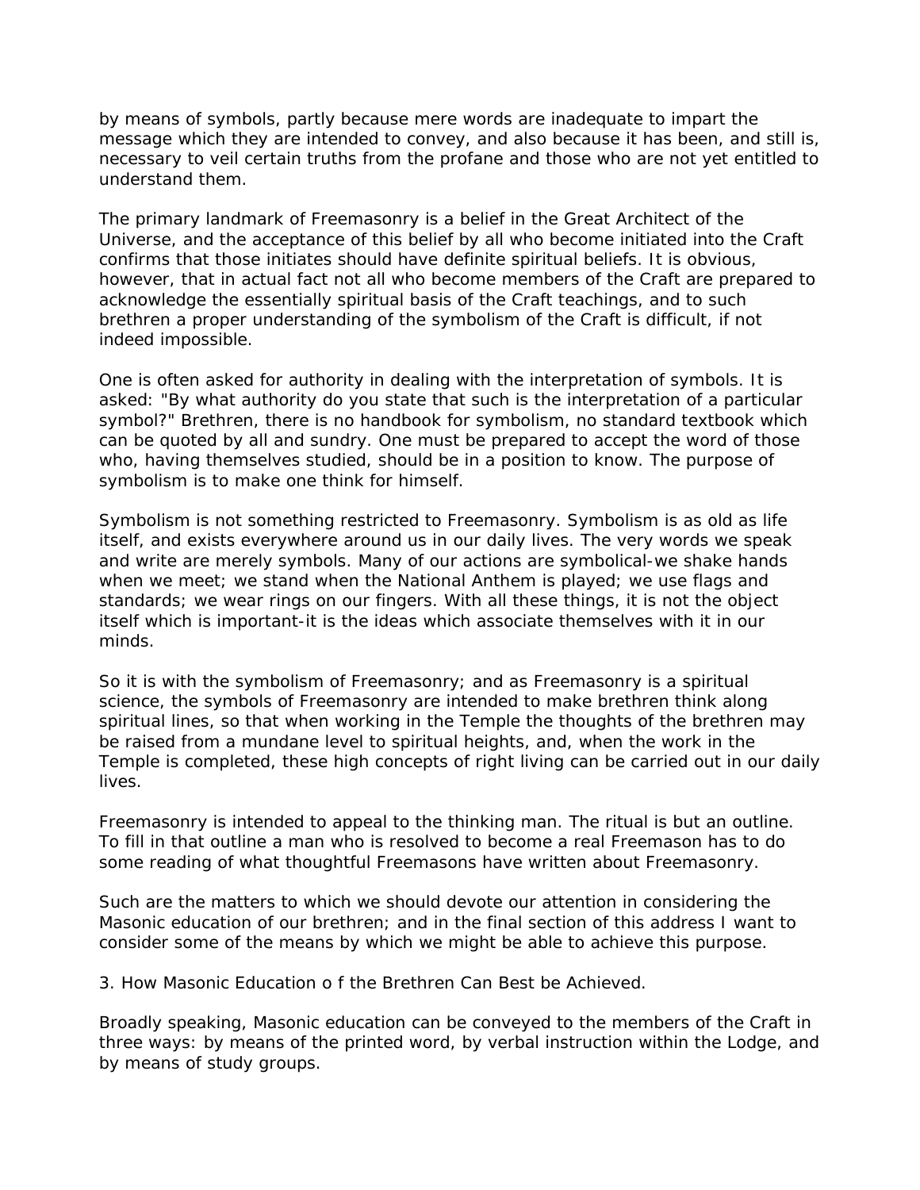by means of symbols, partly because mere words are inadequate to impart the message which they are intended to convey, and also because it has been, and still is, necessary to veil certain truths from the profane and those who are not yet entitled to understand them.

The primary landmark of Freemasonry is a belief in the Great Architect of the Universe, and the acceptance of this belief by all who become initiated into the Craft confirms that those initiates should have definite spiritual beliefs. It is obvious, however, that in actual fact not all who become members of the Craft are prepared to acknowledge the essentially spiritual basis of the Craft teachings, and to such brethren a proper understanding of the symbolism of the Craft is difficult, if not indeed impossible.

One is often asked for authority in dealing with the interpretation of symbols. It is asked: "By what authority do you state that such is the interpretation of a particular symbol?" Brethren, there is no handbook for symbolism, no standard textbook which can be quoted by all and sundry. One must be prepared to accept the word of those who, having themselves studied, should be in a position to know. The purpose of symbolism is to make one think for himself.

Symbolism is not something restricted to Freemasonry. Symbolism is as old as life itself, and exists everywhere around us in our daily lives. The very words we speak and write are merely symbols. Many of our actions are symbolical-we shake hands when we meet; we stand when the National Anthem is played; we use flags and standards; we wear rings on our fingers. With all these things, it is not the object itself which is important-it is the ideas which associate themselves with it in our minds.

So it is with the symbolism of Freemasonry; and as Freemasonry is a spiritual science, the symbols of Freemasonry are intended to make brethren think along spiritual lines, so that when working in the Temple the thoughts of the brethren may be raised from a mundane level to spiritual heights, and, when the work in the Temple is completed, these high concepts of right living can be carried out in our daily lives.

Freemasonry is intended to appeal to the thinking man. The ritual is but an outline. To fill in that outline a man who is resolved to become a real Freemason has to do some reading of what thoughtful Freemasons have written about Freemasonry.

Such are the matters to which we should devote our attention in considering the Masonic education of our brethren; and in the final section of this address I want to consider some of the means by which we might be able to achieve this purpose.

3. How Masonic Education o f the Brethren Can Best be Achieved.

Broadly speaking, Masonic education can be conveyed to the members of the Craft in three ways: by means of the printed word, by verbal instruction within the Lodge, and by means of study groups.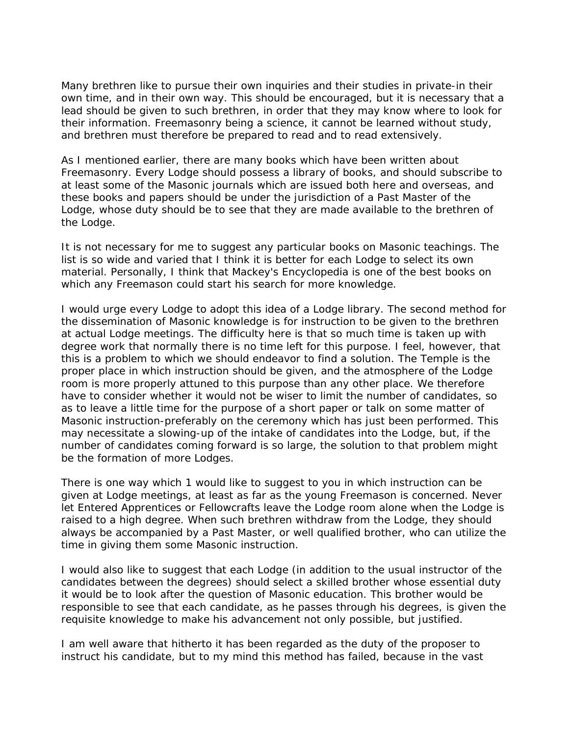Many brethren like to pursue their own inquiries and their studies in private-in their own time, and in their own way. This should be encouraged, but it is necessary that a lead should be given to such brethren, in order that they may know where to look for their information. Freemasonry being a science, it cannot be learned without study, and brethren must therefore be prepared to read and to read extensively.

As I mentioned earlier, there are many books which have been written about Freemasonry. Every Lodge should possess a library of books, and should subscribe to at least some of the Masonic journals which are issued both here and overseas, and these books and papers should be under the jurisdiction of a Past Master of the Lodge, whose duty should be to see that they are made available to the brethren of the Lodge.

It is not necessary for me to suggest any particular books on Masonic teachings. The list is so wide and varied that I think it is better for each Lodge to select its own material. Personally, I think that Mackey's Encyclopedia is one of the best books on which any Freemason could start his search for more knowledge.

I would urge every Lodge to adopt this idea of a Lodge library. The second method for the dissemination of Masonic knowledge is for instruction to be given to the brethren at actual Lodge meetings. The difficulty here is that so much time is taken up with degree work that normally there is no time left for this purpose. I feel, however, that this is a problem to which we should endeavor to find a solution. The Temple is the proper place in which instruction should be given, and the atmosphere of the Lodge room is more properly attuned to this purpose than any other place. We therefore have to consider whether it would not be wiser to limit the number of candidates, so as to leave a little time for the purpose of a short paper or talk on some matter of Masonic instruction-preferably on the ceremony which has just been performed. This may necessitate a slowing-up of the intake of candidates into the Lodge, but, if the number of candidates coming forward is so large, the solution to that problem might be the formation of more Lodges.

There is one way which 1 would like to suggest to you in which instruction can be given at Lodge meetings, at least as far as the young Freemason is concerned. Never let Entered Apprentices or Fellowcrafts leave the Lodge room alone when the Lodge is raised to a high degree. When such brethren withdraw from the Lodge, they should always be accompanied by a Past Master, or well qualified brother, who can utilize the time in giving them some Masonic instruction.

I would also like to suggest that each Lodge (in addition to the usual instructor of the candidates between the degrees) should select a skilled brother whose essential duty it would be to look after the question of Masonic education. This brother would be responsible to see that each candidate, as he passes through his degrees, is given the requisite knowledge to make his advancement not only possible, but justified.

I am well aware that hitherto it has been regarded as the duty of the proposer to instruct his candidate, but to my mind this method has failed, because in the vast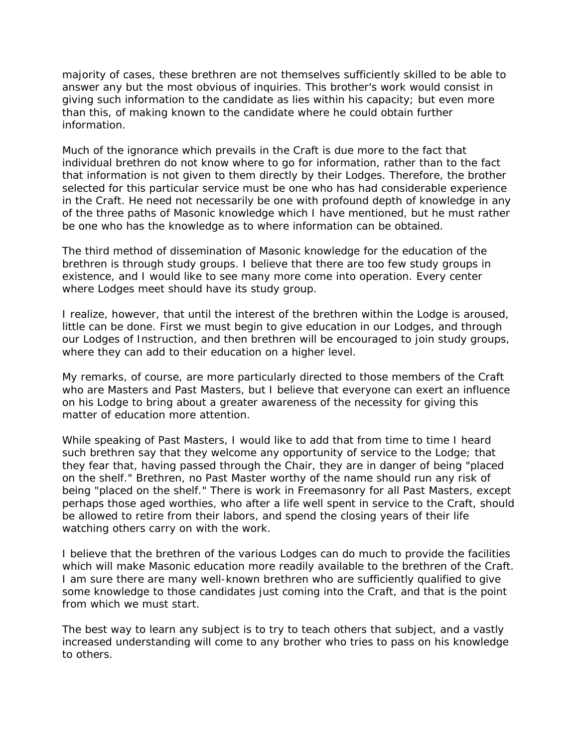majority of cases, these brethren are not themselves sufficiently skilled to be able to answer any but the most obvious of inquiries. This brother's work would consist in giving such information to the candidate as lies within his capacity; but even more than this, of making known to the candidate where he could obtain further information.

Much of the ignorance which prevails in the Craft is due more to the fact that individual brethren do not know where to go for information, rather than to the fact that information is not given to them directly by their Lodges. Therefore, the brother selected for this particular service must be one who has had considerable experience in the Craft. He need not necessarily be one with profound depth of knowledge in any of the three paths of Masonic knowledge which I have mentioned, but he must rather be one who has the knowledge as to where information can be obtained.

The third method of dissemination of Masonic knowledge for the education of the brethren is through study groups. I believe that there are too few study groups in existence, and I would like to see many more come into operation. Every center where Lodges meet should have its study group.

I realize, however, that until the interest of the brethren within the Lodge is aroused, little can be done. First we must begin to give education in our Lodges, and through our Lodges of Instruction, and then brethren will be encouraged to join study groups, where they can add to their education on a higher level.

My remarks, of course, are more particularly directed to those members of the Craft who are Masters and Past Masters, but I believe that everyone can exert an influence on his Lodge to bring about a greater awareness of the necessity for giving this matter of education more attention.

While speaking of Past Masters, I would like to add that from time to time I heard such brethren say that they welcome any opportunity of service to the Lodge; that they fear that, having passed through the Chair, they are in danger of being "placed on the shelf." Brethren, no Past Master worthy of the name should run any risk of being "placed on the shelf." There is work in Freemasonry for all Past Masters, except perhaps those aged worthies, who after a life well spent in service to the Craft, should be allowed to retire from their labors, and spend the closing years of their life watching others carry on with the work.

I believe that the brethren of the various Lodges can do much to provide the facilities which will make Masonic education more readily available to the brethren of the Craft. I am sure there are many well-known brethren who are sufficiently qualified to give some knowledge to those candidates just coming into the Craft, and that is the point from which we must start.

The best way to learn any subject is to try to teach others that subject, and a vastly increased understanding will come to any brother who tries to pass on his knowledge to others.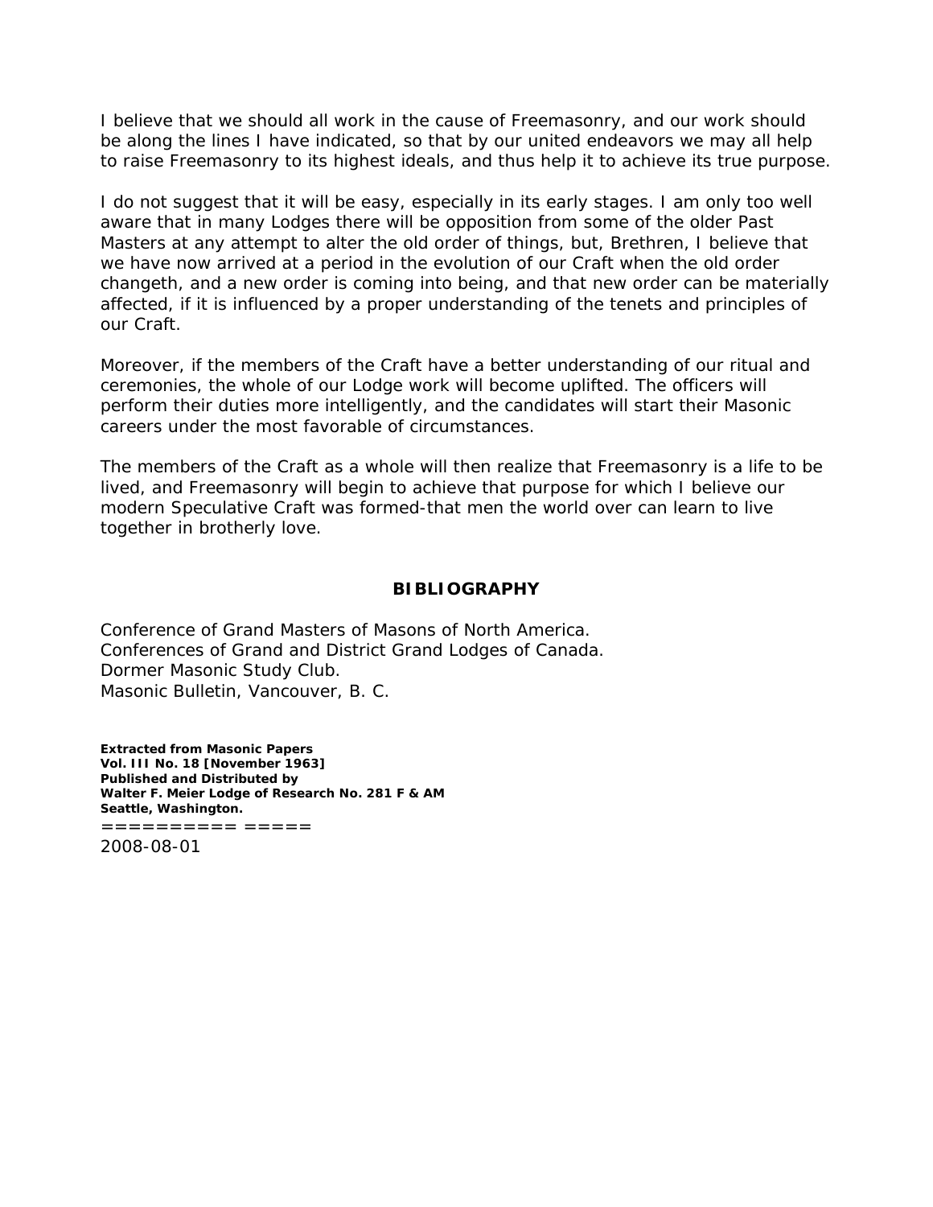I believe that we should all work in the cause of Freemasonry, and our work should be along the lines I have indicated, so that by our united endeavors we may all help to raise Freemasonry to its highest ideals, and thus help it to achieve its true purpose.

I do not suggest that it will be easy, especially in its early stages. I am only too well aware that in many Lodges there will be opposition from some of the older Past Masters at any attempt to alter the old order of things, but, Brethren, I believe that we have now arrived at a period in the evolution of our Craft when the old order changeth, and a new order is coming into being, and that new order can be materially affected, if it is influenced by a proper understanding of the tenets and principles of our Craft.

Moreover, if the members of the Craft have a better understanding of our ritual and ceremonies, the whole of our Lodge work will become uplifted. The officers will perform their duties more intelligently, and the candidates will start their Masonic careers under the most favorable of circumstances.

The members of the Craft as a whole will then realize that Freemasonry is a life to be lived, and Freemasonry will begin to achieve that purpose for which I believe our modern Speculative Craft was formed-that men the world over can learn to live together in brotherly love.

## BIBLIOGRAPHY

Conference of Grand Masters of Masons of North America.
Conferences of Grand and District Grand Lodges of Canada.
Dormer Masonic Study Club.
Masonic Bulletin, Vancouver, B. C.

**Extracted from Masonic Papers**
**Vol. III No. 18 [November 1963]**
**Published and Distributed by**
**Walter F. Meier Lodge of Research No. 281 F & AM**
**Seattle, Washington.**

========= =====
2008-08-01